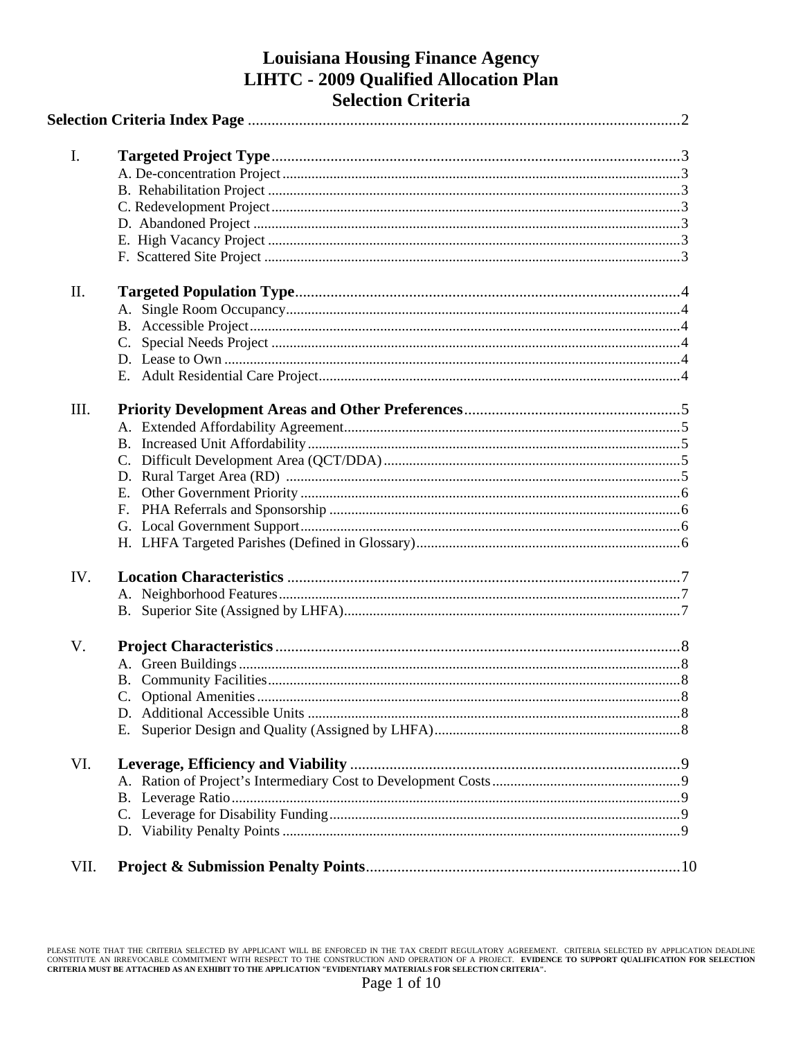# Louisiana Housing Finance Agency
# LIHTC - 2009 Qualified Allocation Plan
# Selection Criteria

**Selection Criteria Index Page** .......... 2

**I. Targeted Project Type** .......... 3
- A. De-concentration Project .......... 3
- B. Rehabilitation Project .......... 3
- C. Redevelopment Project .......... 3
- D. Abandoned Project .......... 3
- E. High Vacancy Project .......... 3
- F. Scattered Site Project .......... 3

**II. Targeted Population Type** .......... 4
- A. Single Room Occupancy .......... 4
- B. Accessible Project .......... 4
- C. Special Needs Project .......... 4
- D. Lease to Own .......... 4
- E. Adult Residential Care Project .......... 4

**III. Priority Development Areas and Other Preferences** .......... 5
- A. Extended Affordability Agreement .......... 5
- B. Increased Unit Affordability .......... 5
- C. Difficult Development Area (QCT/DDA) .......... 5
- D. Rural Target Area (RD) .......... 5
- E. Other Government Priority .......... 6
- F. PHA Referrals and Sponsorship .......... 6
- G. Local Government Support .......... 6
- H. LHFA Targeted Parishes (Defined in Glossary) .......... 6

**IV. Location Characteristics** .......... 7
- A. Neighborhood Features .......... 7
- B. Superior Site (Assigned by LHFA) .......... 7

**V. Project Characteristics** .......... 8
- A. Green Buildings .......... 8
- B. Community Facilities .......... 8
- C. Optional Amenities .......... 8
- D. Additional Accessible Units .......... 8
- E. Superior Design and Quality (Assigned by LHFA) .......... 8

**VI. Leverage, Efficiency and Viability** .......... 9
- A. Ration of Project's Intermediary Cost to Development Costs .......... 9
- B. Leverage Ratio .......... 9
- C. Leverage for Disability Funding .......... 9
- D. Viability Penalty Points .......... 9

**VII. Project & Submission Penalty Points** .......... 10

PLEASE NOTE THAT THE CRITERIA SELECTED BY APPLICANT WILL BE ENFORCED IN THE TAX CREDIT REGULATORY AGREEMENT. CRITERIA SELECTED BY APPLICATION DEADLINE CONSTITUTE AN IRREVOCABLE COMMITMENT WITH RESPECT TO THE CONSTRUCTION AND OPERATION OF A PROJECT. **EVIDENCE TO SUPPORT QUALIFICATION FOR SELECTION CRITERIA MUST BE ATTACHED AS AN EXHIBIT TO THE APPLICATION "EVIDENTIARY MATERIALS FOR SELECTION CRITERIA".**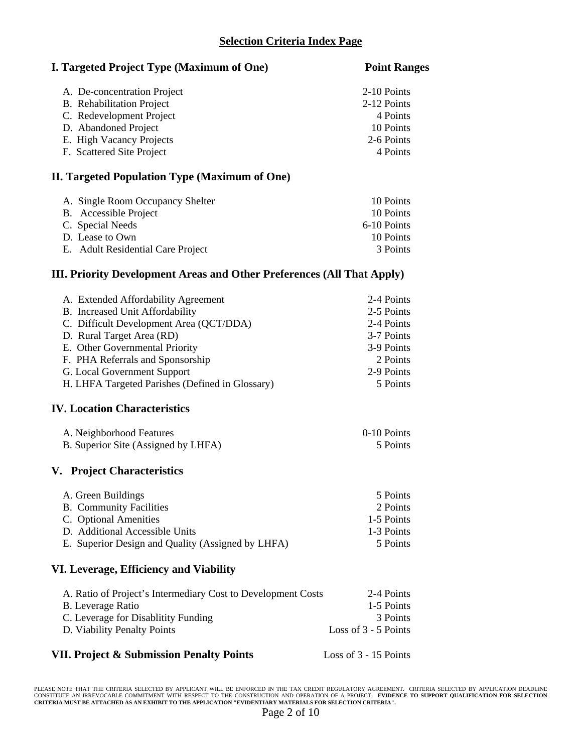# Selection Criteria Index Page

| I. Targeted Project Type (Maximum of One) | Point Ranges |
| --- | --- |
| A. De-concentration Project | 2-10 Points |
| B. Rehabilitation Project | 2-12 Points |
| C. Redevelopment Project | 4 Points |
| D. Abandoned Project | 10 Points |
| E. High Vacancy Projects | 2-6 Points |
| F. Scattered Site Project | 4 Points |

## II. Targeted Population Type (Maximum of One)

| | |
| --- | --- |
| A. Single Room Occupancy Shelter | 10 Points |
| B. Accessible Project | 10 Points |
| C. Special Needs | 6-10 Points |
| D. Lease to Own | 10 Points |
| E. Adult Residential Care Project | 3 Points |

## III. Priority Development Areas and Other Preferences (All That Apply)

| | |
| --- | --- |
| A. Extended Affordability Agreement | 2-4 Points |
| B. Increased Unit Affordability | 2-5 Points |
| C. Difficult Development Area (QCT/DDA) | 2-4 Points |
| D. Rural Target Area (RD) | 3-7 Points |
| E. Other Governmental Priority | 3-9 Points |
| F. PHA Referrals and Sponsorship | 2 Points |
| G. Local Government Support | 2-9 Points |
| H. LHFA Targeted Parishes (Defined in Glossary) | 5 Points |

## IV. Location Characteristics

| | |
| --- | --- |
| A. Neighborhood Features | 0-10 Points |
| B. Superior Site (Assigned by LHFA) | 5 Points |

## V. Project Characteristics

| | |
| --- | --- |
| A. Green Buildings | 5 Points |
| B. Community Facilities | 2 Points |
| C. Optional Amenities | 1-5 Points |
| D. Additional Accessible Units | 1-3 Points |
| E. Superior Design and Quality (Assigned by LHFA) | 5 Points |

## VI. Leverage, Efficiency and Viability

| | |
| --- | --- |
| A. Ratio of Project's Intermediary Cost to Development Costs | 2-4 Points |
| B. Leverage Ratio | 1-5 Points |
| C. Leverage for Disablitity Funding | 3 Points |
| D. Viability Penalty Points | Loss of 3 - 5 Points |

## VII. Project & Submission Penalty Points — Loss of 3 - 15 Points

PLEASE NOTE THAT THE CRITERIA SELECTED BY APPLICANT WILL BE ENFORCED IN THE TAX CREDIT REGULATORY AGREEMENT. CRITERIA SELECTED BY APPLICATION DEADLINE CONSTITUTE AN IRREVOCABLE COMMITMENT WITH RESPECT TO THE CONSTRUCTION AND OPERATION OF A PROJECT. **EVIDENCE TO SUPPORT QUALIFICATION FOR SELECTION CRITERIA MUST BE ATTACHED AS AN EXHIBIT TO THE APPLICATION "EVIDENTIARY MATERIALS FOR SELECTION CRITERIA".**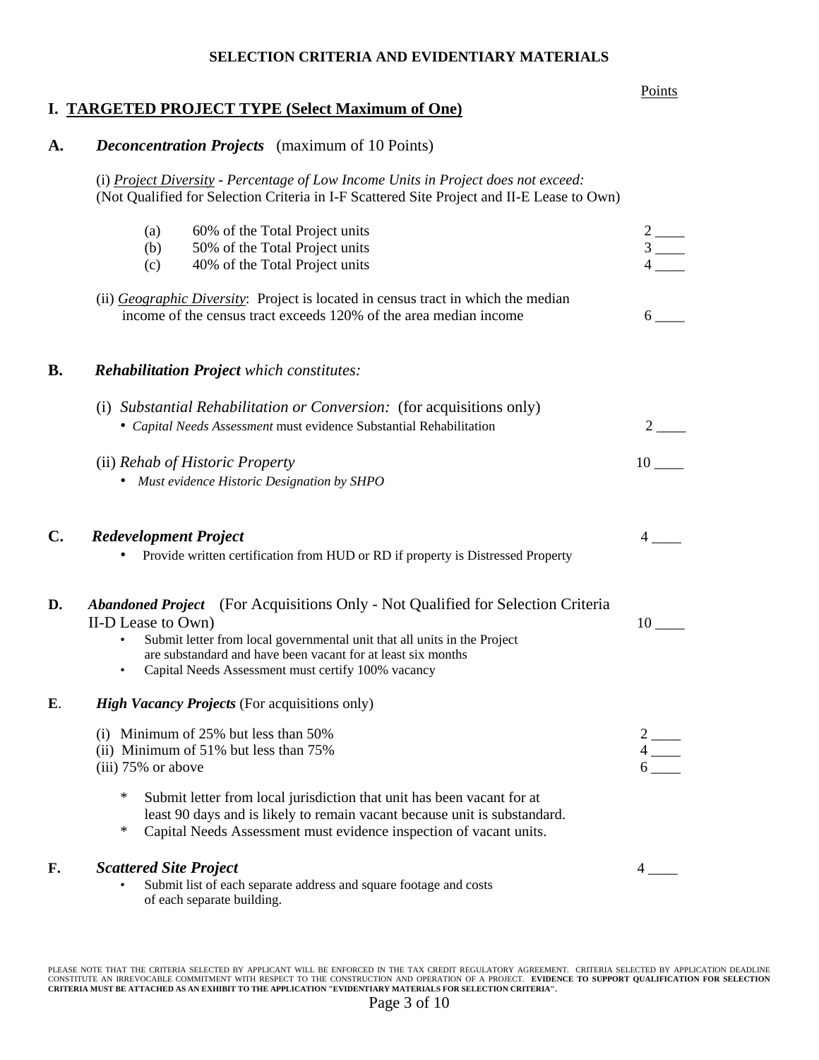# SELECTION CRITERIA AND EVIDENTIARY MATERIALS

Points

## I. TARGETED PROJECT TYPE (Select Maximum of One)

**A.** ***Deconcentration Projects*** (maximum of 10 Points)

(i) *Project Diversity - Percentage of Low Income Units in Project does not exceed:*
(Not Qualified for Selection Criteria in I-F Scattered Site Project and II-E Lease to Own)

| | | Points |
|---|---|---|
| (a) | 60% of the Total Project units | 2 ____ |
| (b) | 50% of the Total Project units | 3 ____ |
| (c) | 40% of the Total Project units | 4 ____ |

(ii) *Geographic Diversity*: Project is located in census tract in which the median income of the census tract exceeds 120% of the area median income — 6 ____

**B.** ***Rehabilitation Project*** *which constitutes:*

(i) *Substantial Rehabilitation or Conversion:* (for acquisitions only) — 2 ____
- *Capital Needs Assessment* must evidence Substantial Rehabilitation

(ii) *Rehab of Historic Property* — 10 ____
- *Must evidence Historic Designation by SHPO*

**C.** ***Redevelopment Project*** — 4 ____
- Provide written certification from HUD or RD if property is Distressed Property

**D.** ***Abandoned Project*** (For Acquisitions Only - Not Qualified for Selection Criteria II-D Lease to Own) — 10 ____
- Submit letter from local governmental unit that all units in the Project are substandard and have been vacant for at least six months
- Capital Needs Assessment must certify 100% vacancy

**E.** ***High Vacancy Projects*** (For acquisitions only)

| | Points |
|---|---|
| (i) Minimum of 25% but less than 50% | 2 ____ |
| (ii) Minimum of 51% but less than 75% | 4 ____ |
| (iii) 75% or above | 6 ____ |

* Submit letter from local jurisdiction that unit has been vacant for at least 90 days and is likely to remain vacant because unit is substandard.
* Capital Needs Assessment must evidence inspection of vacant units.

**F.** ***Scattered Site Project*** — 4 ____
- Submit list of each separate address and square footage and costs of each separate building.

PLEASE NOTE THAT THE CRITERIA SELECTED BY APPLICANT WILL BE ENFORCED IN THE TAX CREDIT REGULATORY AGREEMENT. CRITERIA SELECTED BY APPLICATION DEADLINE CONSTITUTE AN IRREVOCABLE COMMITMENT WITH RESPECT TO THE CONSTRUCTION AND OPERATION OF A PROJECT. **EVIDENCE TO SUPPORT QUALIFICATION FOR SELECTION CRITERIA MUST BE ATTACHED AS AN EXHIBIT TO THE APPLICATION "EVIDENTIARY MATERIALS FOR SELECTION CRITERIA".**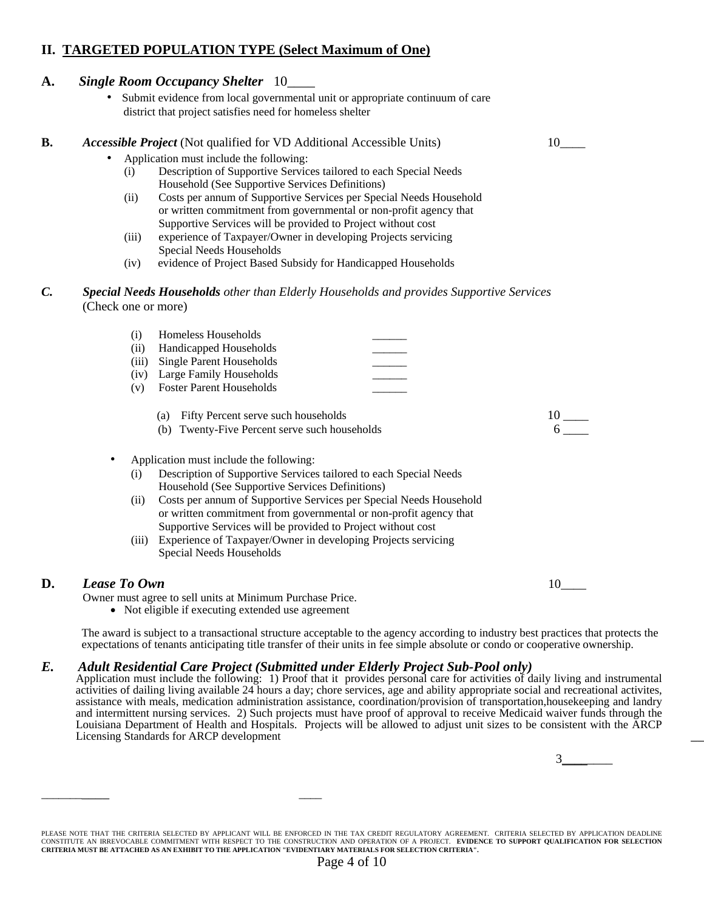## II. TARGETED POPULATION TYPE (Select Maximum of One)

**A.** ***Single Room Occupancy Shelter*** 10____

- Submit evidence from local governmental unit or appropriate continuum of care district that project satisfies need for homeless shelter

**B.** ***Accessible Project*** (Not qualified for VD Additional Accessible Units) 10____

- Application must include the following:
  - (i) Description of Supportive Services tailored to each Special Needs Household (See Supportive Services Definitions)
  - (ii) Costs per annum of Supportive Services per Special Needs Household or written commitment from governmental or non-profit agency that Supportive Services will be provided to Project without cost
  - (iii) experience of Taxpayer/Owner in developing Projects servicing Special Needs Households
  - (iv) evidence of Project Based Subsidy for Handicapped Households

***C.*** ***Special Needs Households** other than Elderly Households and provides Supportive Services*
(Check one or more)

- (i) Homeless Households ______
- (ii) Handicapped Households ______
- (iii) Single Parent Households ______
- (iv) Large Family Households ______
- (v) Foster Parent Households ______

  - (a) Fifty Percent serve such households 10 ____
  - (b) Twenty-Five Percent serve such households 6 ____

- Application must include the following:
  - (i) Description of Supportive Services tailored to each Special Needs Household (See Supportive Services Definitions)
  - (ii) Costs per annum of Supportive Services per Special Needs Household or written commitment from governmental or non-profit agency that Supportive Services will be provided to Project without cost
  - (iii) Experience of Taxpayer/Owner in developing Projects servicing Special Needs Households

**D.** ***Lease To Own*** 10____

Owner must agree to sell units at Minimum Purchase Price.

- Not eligible if executing extended use agreement

The award is subject to a transactional structure acceptable to the agency according to industry best practices that protects the expectations of tenants anticipating title transfer of their units in fee simple absolute or condo or cooperative ownership.

***E.*** ***Adult Residential Care Project (Submitted under Elderly Project Sub-Pool only)***

Application must include the following: 1) Proof that it provides personal care for activities of daily living and instrumental activities of dailing living available 24 hours a day; chore services, age and ability appropriate social and recreational activites, assistance with meals, medication administration assistance, coordination/provision of transportation,housekeeping and landry and intermittent nursing services. 2) Such projects must have proof of approval to receive Medicaid waiver funds through the Louisiana Department of Health and Hospitals. Projects will be allowed to adjust unit sizes to be consistent with the ARCP Licensing Standards for ARCP development

3________

PLEASE NOTE THAT THE CRITERIA SELECTED BY APPLICANT WILL BE ENFORCED IN THE TAX CREDIT REGULATORY AGREEMENT. CRITERIA SELECTED BY APPLICATION DEADLINE CONSTITUTE AN IRREVOCABLE COMMITMENT WITH RESPECT TO THE CONSTRUCTION AND OPERATION OF A PROJECT. **EVIDENCE TO SUPPORT QUALIFICATION FOR SELECTION CRITERIA MUST BE ATTACHED AS AN EXHIBIT TO THE APPLICATION "EVIDENTIARY MATERIALS FOR SELECTION CRITERIA".**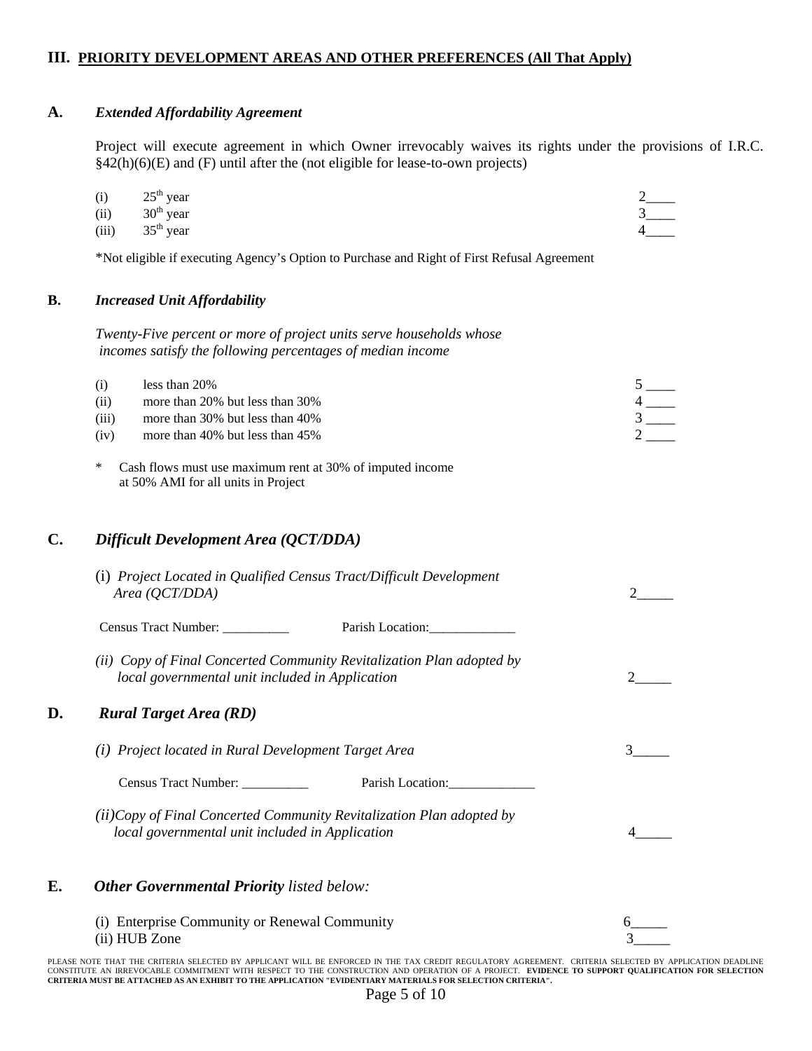## III. PRIORITY DEVELOPMENT AREAS AND OTHER PREFERENCES (All That Apply)

### A. *Extended Affordability Agreement*

Project will execute agreement in which Owner irrevocably waives its rights under the provisions of I.R.C. §42(h)(6)(E) and (F) until after the (not eligible for lease-to-own projects)

| | | |
|---|---|---|
| (i) | 25th year | 2____ |
| (ii) | 30th year | 3____ |
| (iii) | 35th year | 4____ |

*Not eligible if executing Agency's Option to Purchase and Right of First Refusal Agreement

### B. *Increased Unit Affordability*

*Twenty-Five percent or more of project units serve households whose incomes satisfy the following percentages of median income*

| | | |
|---|---|---|
| (i) | less than 20% | 5 ____ |
| (ii) | more than 20% but less than 30% | 4 ____ |
| (iii) | more than 30% but less than 40% | 3 ____ |
| (iv) | more than 40% but less than 45% | 2 ____ |

\* Cash flows must use maximum rent at 30% of imputed income at 50% AMI for all units in Project

### C. *Difficult Development Area (QCT/DDA)*

(i) *Project Located in Qualified Census Tract/Difficult Development Area (QCT/DDA)* 2_____

Census Tract Number: __________ Parish Location:_____________

*(ii) Copy of Final Concerted Community Revitalization Plan adopted by local governmental unit included in Application* 2_____

### D. *Rural Target Area (RD)*

*(i) Project located in Rural Development Target Area* 3_____

Census Tract Number: __________ Parish Location:_____________

*(ii)Copy of Final Concerted Community Revitalization Plan adopted by local governmental unit included in Application* 4_____

### E. *Other Governmental Priority* listed below:

(i) Enterprise Community or Renewal Community 6_____

(ii) HUB Zone 3_____

PLEASE NOTE THAT THE CRITERIA SELECTED BY APPLICANT WILL BE ENFORCED IN THE TAX CREDIT REGULATORY AGREEMENT. CRITERIA SELECTED BY APPLICATION DEADLINE CONSTITUTE AN IRREVOCABLE COMMITMENT WITH RESPECT TO THE CONSTRUCTION AND OPERATION OF A PROJECT. **EVIDENCE TO SUPPORT QUALIFICATION FOR SELECTION CRITERIA MUST BE ATTACHED AS AN EXHIBIT TO THE APPLICATION "EVIDENTIARY MATERIALS FOR SELECTION CRITERIA".**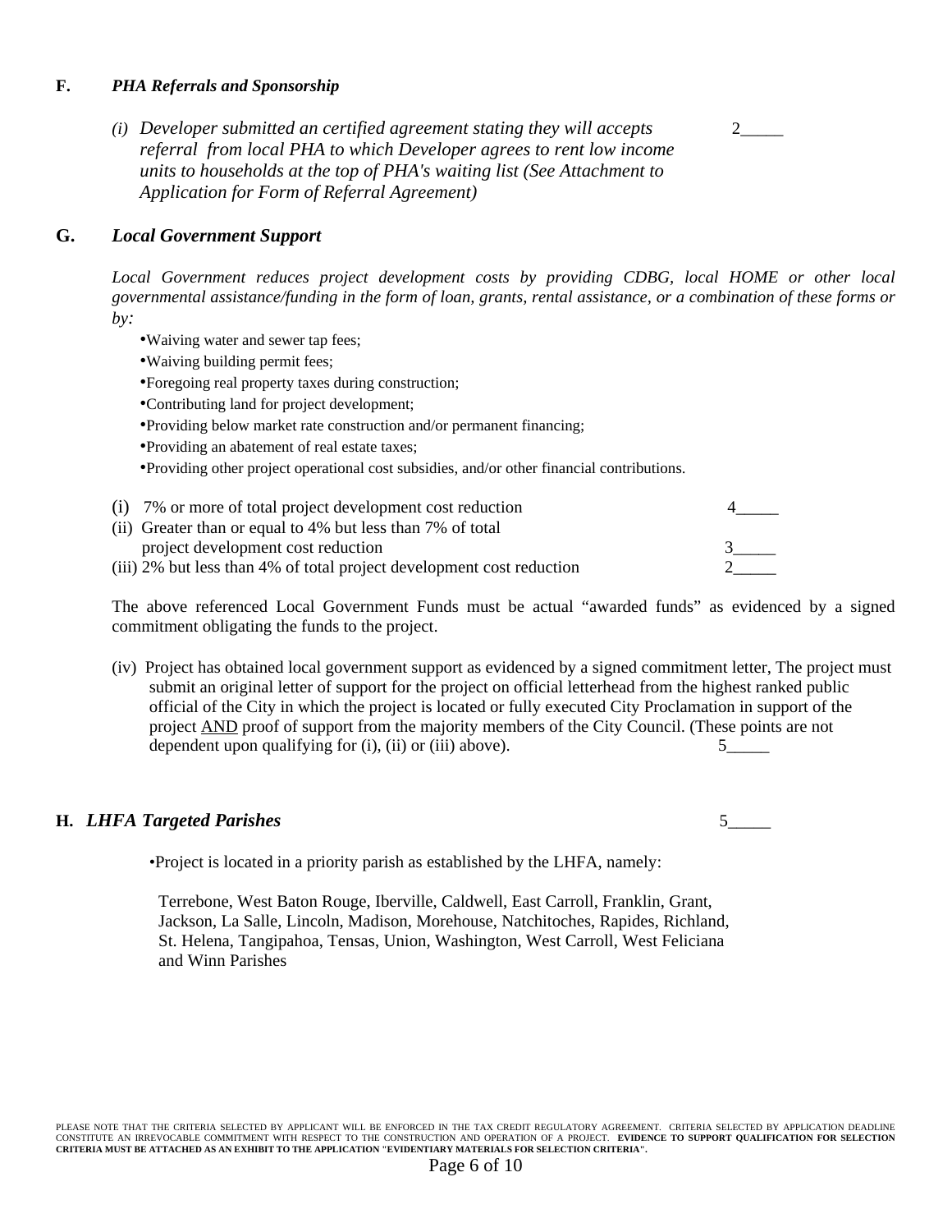**F.** ***PHA Referrals and Sponsorship***

*(i) Developer submitted an certified agreement stating they will accepts referral from local PHA to which Developer agrees to rent low income units to households at the top of PHA's waiting list (See Attachment to Application for Form of Referral Agreement)* 2_____

**G.** ***Local Government Support***

*Local Government reduces project development costs by providing CDBG, local HOME or other local governmental assistance/funding in the form of loan, grants, rental assistance, or a combination of these forms or by:*

- Waiving water and sewer tap fees;
- Waiving building permit fees;
- Foregoing real property taxes during construction;
- Contributing land for project development;
- Providing below market rate construction and/or permanent financing;
- Providing an abatement of real estate taxes;
- Providing other project operational cost subsidies, and/or other financial contributions.

(i) 7% or more of total project development cost reduction 4_____

(ii) Greater than or equal to 4% but less than 7% of total project development cost reduction 3_____

(iii) 2% but less than 4% of total project development cost reduction 2_____

The above referenced Local Government Funds must be actual "awarded funds" as evidenced by a signed commitment obligating the funds to the project.

(iv) Project has obtained local government support as evidenced by a signed commitment letter, The project must submit an original letter of support for the project on official letterhead from the highest ranked public official of the City in which the project is located or fully executed City Proclamation in support of the project <u>AND</u> proof of support from the majority members of the City Council. (These points are not dependent upon qualifying for (i), (ii) or (iii) above). 5_____

**H.** ***LHFA Targeted Parishes*** 5_____

- Project is located in a priority parish as established by the LHFA, namely:

  Terrebone, West Baton Rouge, Iberville, Caldwell, East Carroll, Franklin, Grant, Jackson, La Salle, Lincoln, Madison, Morehouse, Natchitoches, Rapides, Richland, St. Helena, Tangipahoa, Tensas, Union, Washington, West Carroll, West Feliciana and Winn Parishes

PLEASE NOTE THAT THE CRITERIA SELECTED BY APPLICANT WILL BE ENFORCED IN THE TAX CREDIT REGULATORY AGREEMENT. CRITERIA SELECTED BY APPLICATION DEADLINE CONSTITUTE AN IRREVOCABLE COMMITMENT WITH RESPECT TO THE CONSTRUCTION AND OPERATION OF A PROJECT. **EVIDENCE TO SUPPORT QUALIFICATION FOR SELECTION CRITERIA MUST BE ATTACHED AS AN EXHIBIT TO THE APPLICATION "EVIDENTIARY MATERIALS FOR SELECTION CRITERIA".**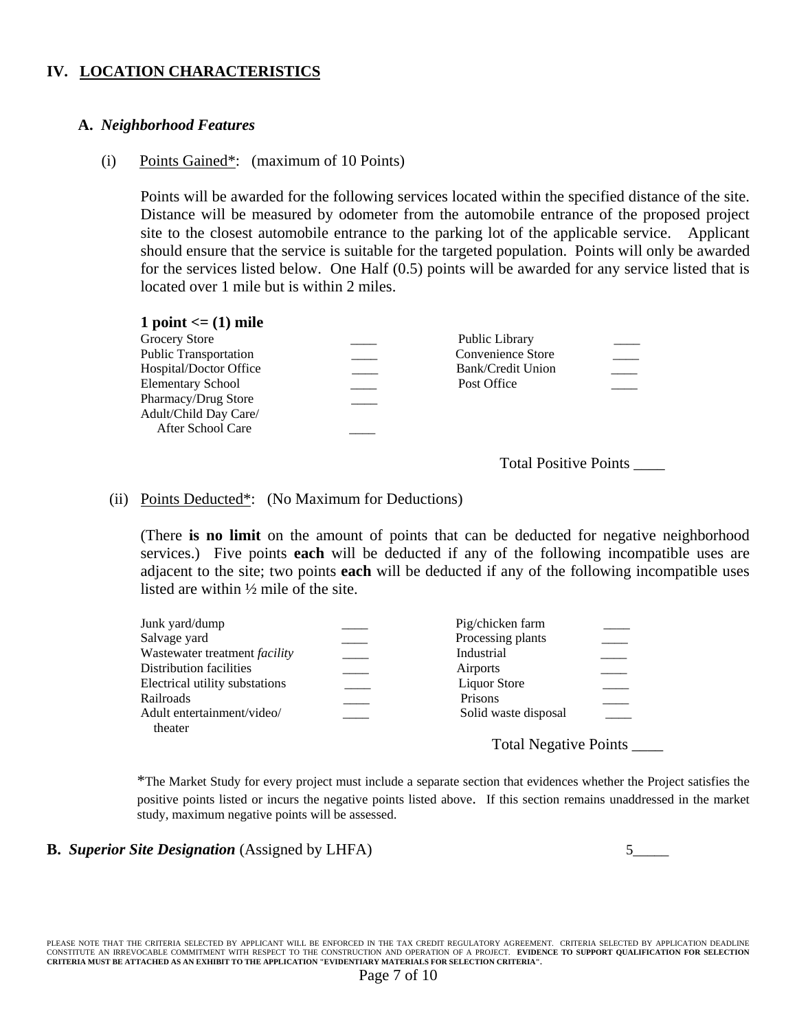## IV. LOCATION CHARACTERISTICS

### A. *Neighborhood Features*

(i) Points Gained*: (maximum of 10 Points)

Points will be awarded for the following services located within the specified distance of the site. Distance will be measured by odometer from the automobile entrance of the proposed project site to the closest automobile entrance to the parking lot of the applicable service. Applicant should ensure that the service is suitable for the targeted population. Points will only be awarded for the services listed below. One Half (0.5) points will be awarded for any service listed that is located over 1 mile but is within 2 miles.

**1 point <= (1) mile**

| Service | Points | Service | Points |
|---|---|---|---|
| Grocery Store | ____ | Public Library | ____ |
| Public Transportation | ____ | Convenience Store | ____ |
| Hospital/Doctor Office | ____ | Bank/Credit Union | ____ |
| Elementary School | ____ | Post Office | ____ |
| Pharmacy/Drug Store | ____ | | |
| Adult/Child Day Care/ After School Care | ____ | | |

Total Positive Points ____

(ii) Points Deducted*: (No Maximum for Deductions)

(There **is no limit** on the amount of points that can be deducted for negative neighborhood services.) Five points **each** will be deducted if any of the following incompatible uses are adjacent to the site; two points **each** will be deducted if any of the following incompatible uses listed are within ½ mile of the site.

| Use | Points | Use | Points |
|---|---|---|---|
| Junk yard/dump | ____ | Pig/chicken farm | ____ |
| Salvage yard | ____ | Processing plants | ____ |
| Wastewater treatment *facility* | ____ | Industrial | ____ |
| Distribution facilities | ____ | Airports | ____ |
| Electrical utility substations | ____ | Liquor Store | ____ |
| Railroads | ____ | Prisons | ____ |
| Adult entertainment/video/ theater | ____ | Solid waste disposal | ____ |

Total Negative Points ____

*The Market Study for every project must include a separate section that evidences whether the Project satisfies the positive points listed or incurs the negative points listed above. If this section remains unaddressed in the market study, maximum negative points will be assessed.

### B. *Superior Site Designation* (Assigned by LHFA)

5_____

PLEASE NOTE THAT THE CRITERIA SELECTED BY APPLICANT WILL BE ENFORCED IN THE TAX CREDIT REGULATORY AGREEMENT. CRITERIA SELECTED BY APPLICATION DEADLINE CONSTITUTE AN IRREVOCABLE COMMITMENT WITH RESPECT TO THE CONSTRUCTION AND OPERATION OF A PROJECT. **EVIDENCE TO SUPPORT QUALIFICATION FOR SELECTION CRITERIA MUST BE ATTACHED AS AN EXHIBIT TO THE APPLICATION "EVIDENTIARY MATERIALS FOR SELECTION CRITERIA".**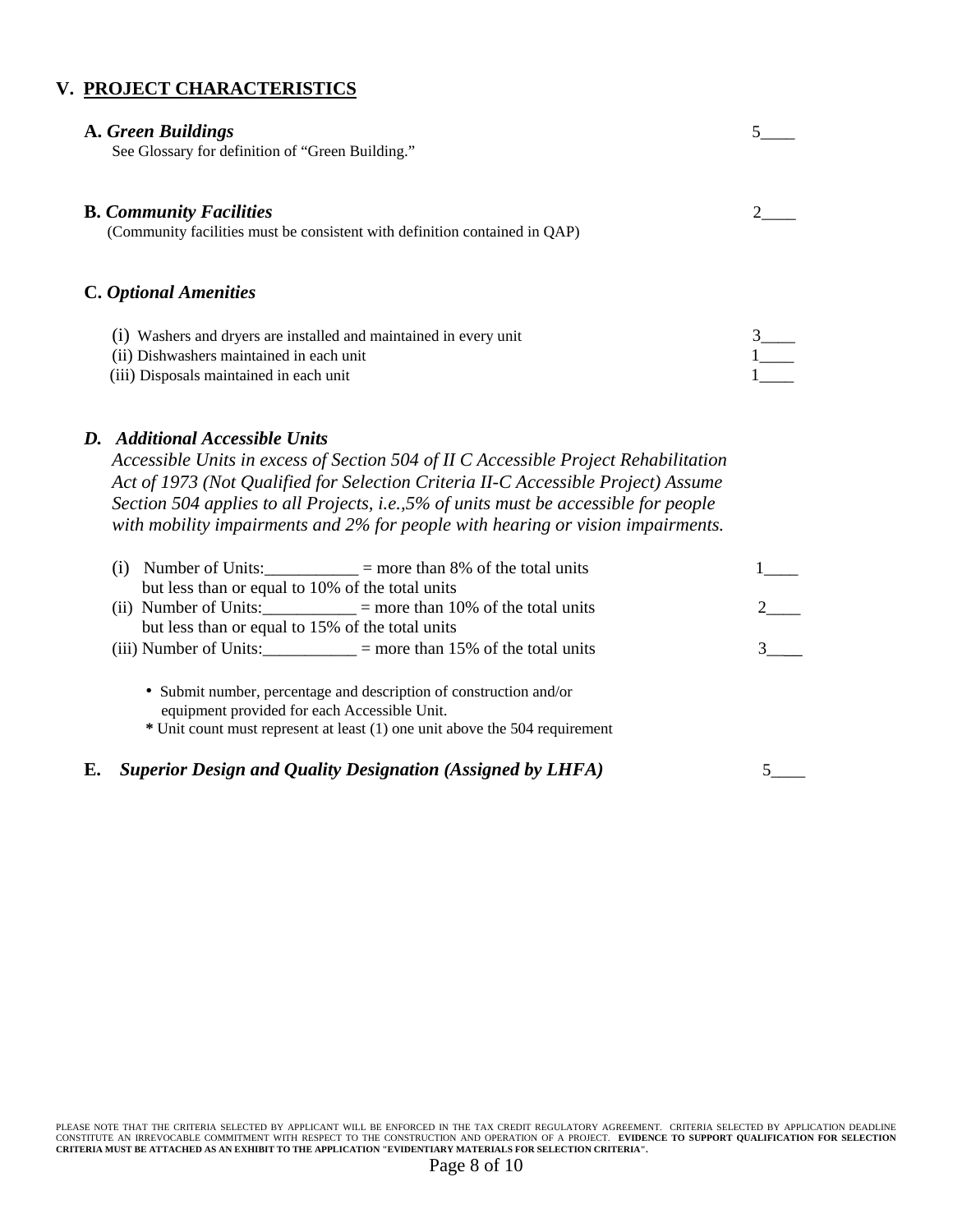## V. PROJECT CHARACTERISTICS

**A.** ***Green Buildings*** 5____

See Glossary for definition of "Green Building."

**B.** ***Community Facilities*** 2____

(Community facilities must be consistent with definition contained in QAP)

**C.** ***Optional Amenities***

(i) Washers and dryers are installed and maintained in every unit 3____
(ii) Dishwashers maintained in each unit 1____
(iii) Disposals maintained in each unit 1____

***D. Additional Accessible Units***

*Accessible Units in excess of Section 504 of II C Accessible Project Rehabilitation Act of 1973 (Not Qualified for Selection Criteria II-C Accessible Project) Assume Section 504 applies to all Projects, i.e.,5% of units must be accessible for people with mobility impairments and 2% for people with hearing or vision impairments.*

(i) Number of Units:___________ = more than 8% of the total units but less than or equal to 10% of the total units 1____
(ii) Number of Units:___________ = more than 10% of the total units but less than or equal to 15% of the total units 2____
(iii) Number of Units:___________ = more than 15% of the total units 3____

- Submit number, percentage and description of construction and/or equipment provided for each Accessible Unit.

**\*** Unit count must represent at least (1) one unit above the 504 requirement

**E.** ***Superior Design and Quality Designation (Assigned by LHFA)*** 5____

PLEASE NOTE THAT THE CRITERIA SELECTED BY APPLICANT WILL BE ENFORCED IN THE TAX CREDIT REGULATORY AGREEMENT. CRITERIA SELECTED BY APPLICATION DEADLINE CONSTITUTE AN IRREVOCABLE COMMITMENT WITH RESPECT TO THE CONSTRUCTION AND OPERATION OF A PROJECT. **EVIDENCE TO SUPPORT QUALIFICATION FOR SELECTION CRITERIA MUST BE ATTACHED AS AN EXHIBIT TO THE APPLICATION "EVIDENTIARY MATERIALS FOR SELECTION CRITERIA".**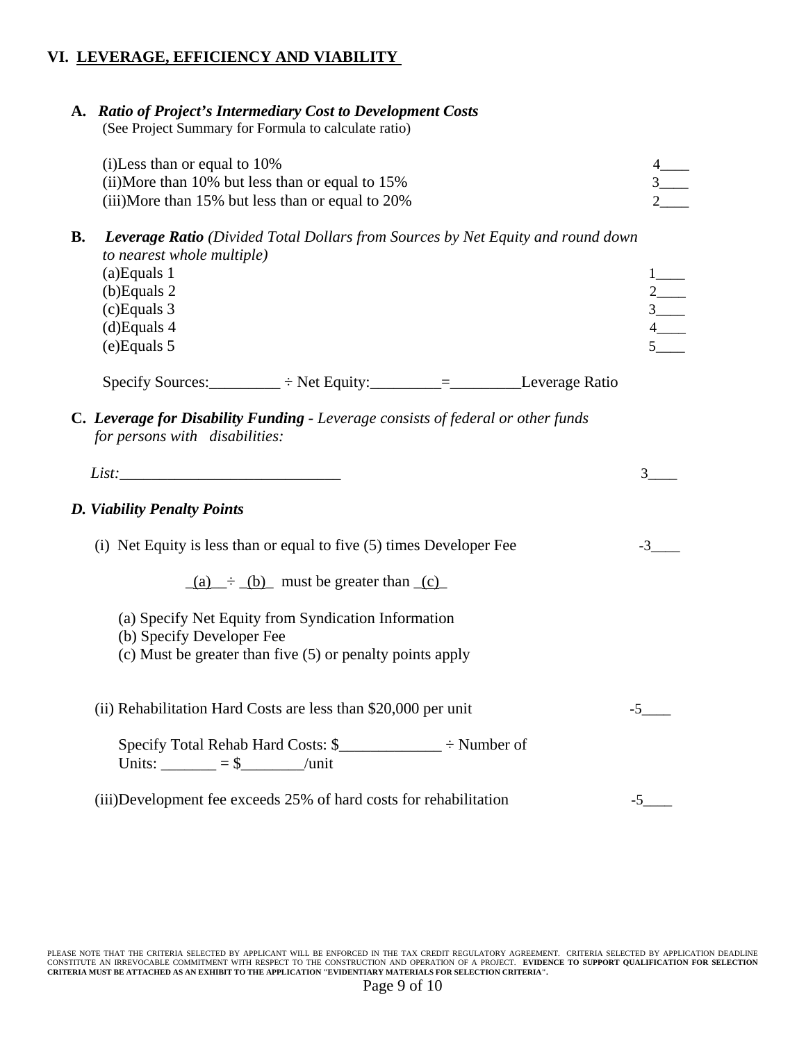## VI. LEVERAGE, EFFICIENCY AND VIABILITY

**A.** ***Ratio of Project's Intermediary Cost to Development Costs***
(See Project Summary for Formula to calculate ratio)

(i)Less than or equal to 10% 4____
(ii)More than 10% but less than or equal to 15% 3____
(iii)More than 15% but less than or equal to 20% 2____

**B.** ***Leverage Ratio*** *(Divided Total Dollars from Sources by Net Equity and round down to nearest whole multiple)*
(a)Equals 1 1____
(b)Equals 2 2____
(c)Equals 3 3____
(d)Equals 4 4____
(e)Equals 5 5____

Specify Sources:_________ ÷ Net Equity:_________=_________Leverage Ratio

**C.** ***Leverage for Disability Funding -*** *Leverage consists of federal or other funds for persons with disabilities:*

*List:*___________________________ 3____

***D. Viability Penalty Points***

(i) Net Equity is less than or equal to five (5) times Developer Fee -3____

_(a)__÷ _(b)_ must be greater than _(c)_

(a) Specify Net Equity from Syndication Information
(b) Specify Developer Fee
(c) Must be greater than five (5) or penalty points apply

(ii) Rehabilitation Hard Costs are less than $20,000 per unit -5____

Specify Total Rehab Hard Costs: $_____________ ÷ Number of Units: _______ = $________/unit

(iii)Development fee exceeds 25% of hard costs for rehabilitation -5____

PLEASE NOTE THAT THE CRITERIA SELECTED BY APPLICANT WILL BE ENFORCED IN THE TAX CREDIT REGULATORY AGREEMENT. CRITERIA SELECTED BY APPLICATION DEADLINE CONSTITUTE AN IRREVOCABLE COMMITMENT WITH RESPECT TO THE CONSTRUCTION AND OPERATION OF A PROJECT. **EVIDENCE TO SUPPORT QUALIFICATION FOR SELECTION CRITERIA MUST BE ATTACHED AS AN EXHIBIT TO THE APPLICATION "EVIDENTIARY MATERIALS FOR SELECTION CRITERIA".**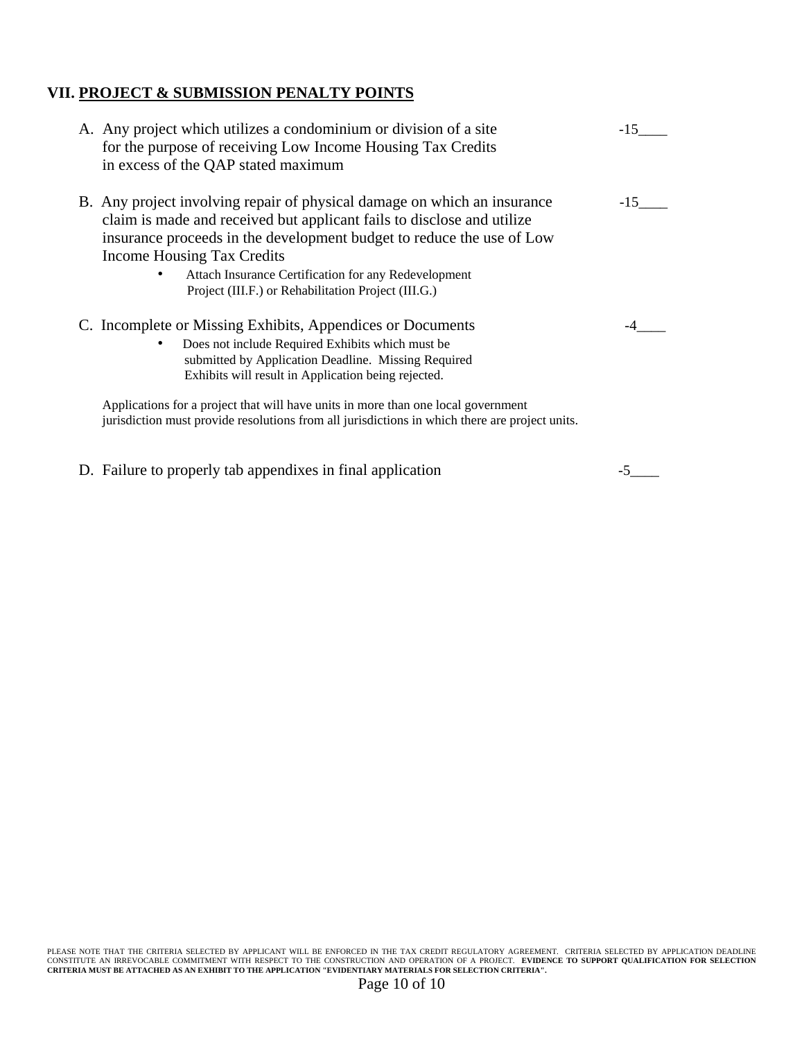## VII. PROJECT & SUBMISSION PENALTY POINTS

A. Any project which utilizes a condominium or division of a site for the purpose of receiving Low Income Housing Tax Credits in excess of the QAP stated maximum — -15____

B. Any project involving repair of physical damage on which an insurance claim is made and received but applicant fails to disclose and utilize insurance proceeds in the development budget to reduce the use of Low Income Housing Tax Credits — -15____

- Attach Insurance Certification for any Redevelopment Project (III.F.) or Rehabilitation Project (III.G.)

C. Incomplete or Missing Exhibits, Appendices or Documents — -4____

- Does not include Required Exhibits which must be submitted by Application Deadline. Missing Required Exhibits will result in Application being rejected.

Applications for a project that will have units in more than one local government jurisdiction must provide resolutions from all jurisdictions in which there are project units.

D. Failure to properly tab appendixes in final application — -5____

PLEASE NOTE THAT THE CRITERIA SELECTED BY APPLICANT WILL BE ENFORCED IN THE TAX CREDIT REGULATORY AGREEMENT. CRITERIA SELECTED BY APPLICATION DEADLINE CONSTITUTE AN IRREVOCABLE COMMITMENT WITH RESPECT TO THE CONSTRUCTION AND OPERATION OF A PROJECT. **EVIDENCE TO SUPPORT QUALIFICATION FOR SELECTION CRITERIA MUST BE ATTACHED AS AN EXHIBIT TO THE APPLICATION "EVIDENTIARY MATERIALS FOR SELECTION CRITERIA".**